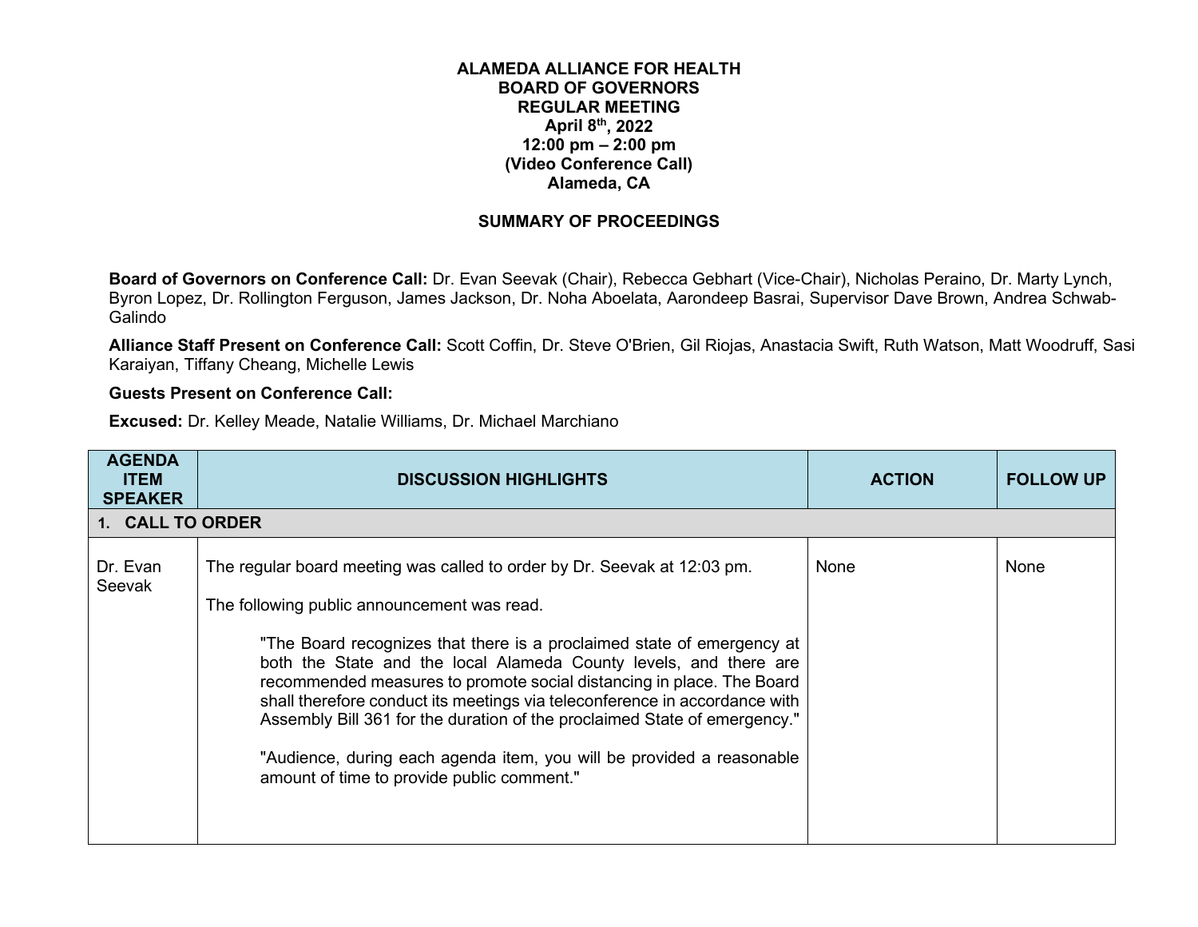# ALAMEDA ALLIANCE FOR HEALTH
# BOARD OF GOVERNORS
# REGULAR MEETING
**April 8th, 2022**
**12:00 pm – 2:00 pm**
**(Video Conference Call)**
**Alameda, CA**

## SUMMARY OF PROCEEDINGS

**Board of Governors on Conference Call:** Dr. Evan Seevak (Chair), Rebecca Gebhart (Vice-Chair), Nicholas Peraino, Dr. Marty Lynch, Byron Lopez, Dr. Rollington Ferguson, James Jackson, Dr. Noha Aboelata, Aarondeep Basrai, Supervisor Dave Brown, Andrea Schwab-Galindo

**Alliance Staff Present on Conference Call:** Scott Coffin, Dr. Steve O'Brien, Gil Riojas, Anastacia Swift, Ruth Watson, Matt Woodruff, Sasi Karaiyan, Tiffany Cheang, Michelle Lewis

**Guests Present on Conference Call:**

**Excused:** Dr. Kelley Meade, Natalie Williams, Dr. Michael Marchiano

| AGENDA ITEM SPEAKER | DISCUSSION HIGHLIGHTS | ACTION | FOLLOW UP |
|---|---|---|---|
| **1. CALL TO ORDER** | | | |
| Dr. Evan Seevak | The regular board meeting was called to order by Dr. Seevak at 12:03 pm.<br><br>The following public announcement was read.<br><br>"The Board recognizes that there is a proclaimed state of emergency at both the State and the local Alameda County levels, and there are recommended measures to promote social distancing in place. The Board shall therefore conduct its meetings via teleconference in accordance with Assembly Bill 361 for the duration of the proclaimed State of emergency."<br><br>"Audience, during each agenda item, you will be provided a reasonable amount of time to provide public comment." | None | None |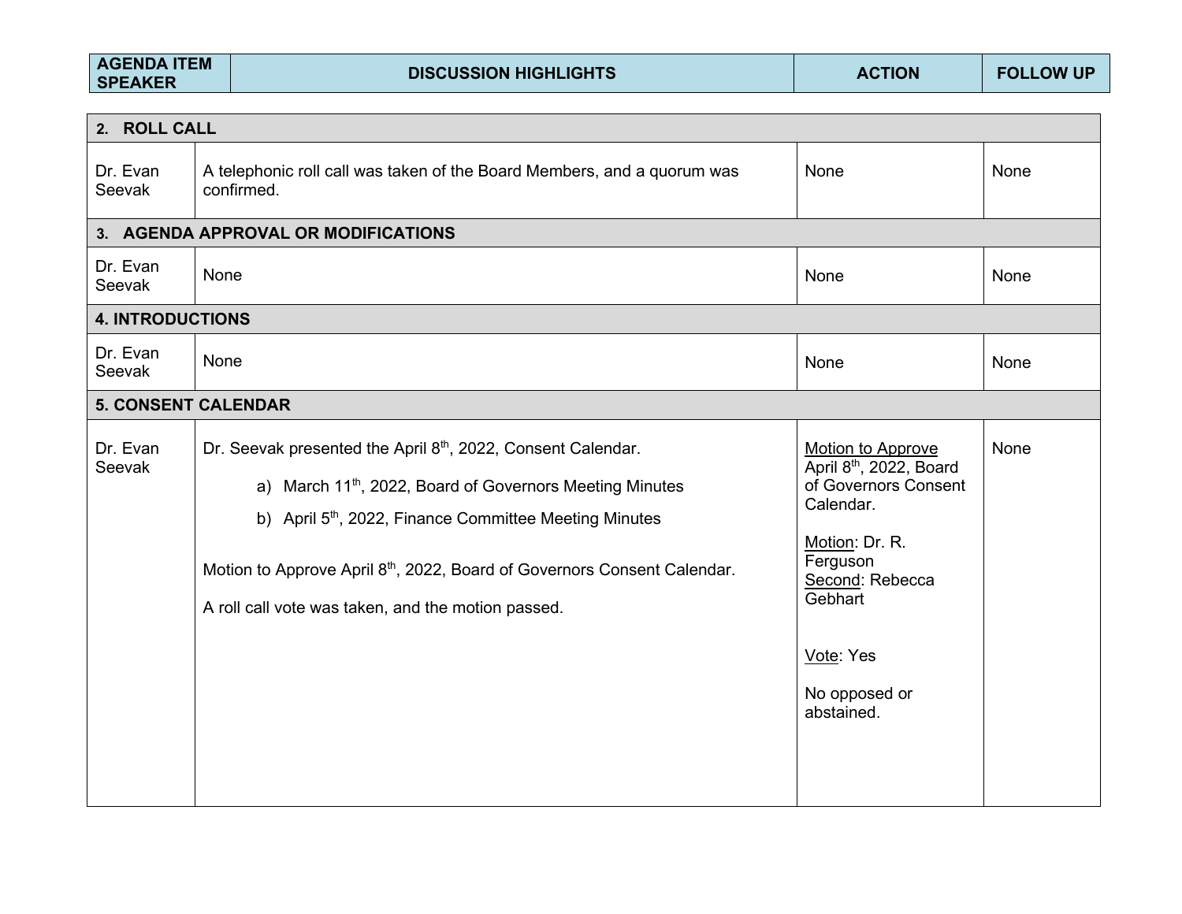| AGENDA ITEM SPEAKER | DISCUSSION HIGHLIGHTS | ACTION | FOLLOW UP |
|---|---|---|---|
| **2. ROLL CALL** | | | |
| Dr. Evan Seevak | A telephonic roll call was taken of the Board Members, and a quorum was confirmed. | None | None |
| **3. AGENDA APPROVAL OR MODIFICATIONS** | | | |
| Dr. Evan Seevak | None | None | None |
| **4. INTRODUCTIONS** | | | |
| Dr. Evan Seevak | None | None | None |
| **5. CONSENT CALENDAR** | | | |
| Dr. Evan Seevak | Dr. Seevak presented the April 8th, 2022, Consent Calendar.<br><br>a) March 11th, 2022, Board of Governors Meeting Minutes<br>b) April 5th, 2022, Finance Committee Meeting Minutes<br><br>Motion to Approve April 8th, 2022, Board of Governors Consent Calendar.<br><br>A roll call vote was taken, and the motion passed. | Motion to Approve April 8th, 2022, Board of Governors Consent Calendar.<br><br>Motion: Dr. R. Ferguson<br>Second: Rebecca Gebhart<br><br>Vote: Yes<br><br>No opposed or abstained. | None |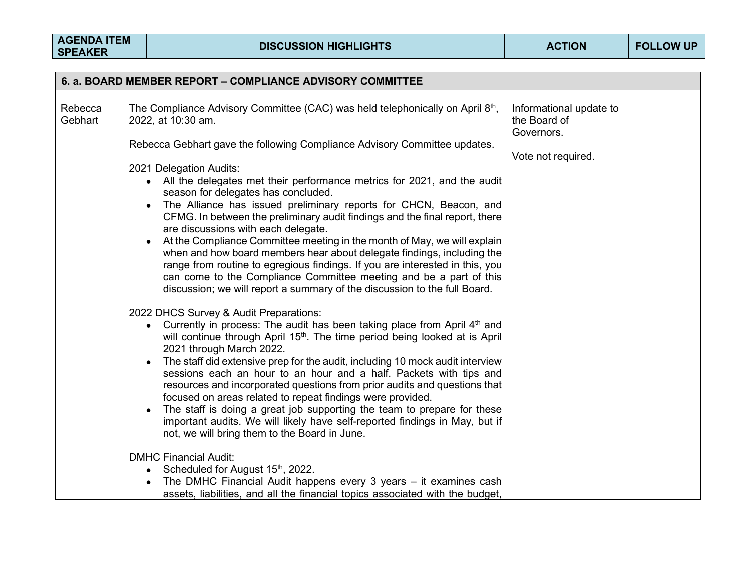| AGENDA ITEM SPEAKER | DISCUSSION HIGHLIGHTS | ACTION | FOLLOW UP |
|---|---|---|---|
| **6. a. BOARD MEMBER REPORT – COMPLIANCE ADVISORY COMMITTEE** | | | |
| Rebecca Gebhart | The Compliance Advisory Committee (CAC) was held telephonically on April 8th, 2022, at 10:30 am.<br><br>Rebecca Gebhart gave the following Compliance Advisory Committee updates.<br><br>2021 Delegation Audits:<br>• All the delegates met their performance metrics for 2021, and the audit season for delegates has concluded.<br>• The Alliance has issued preliminary reports for CHCN, Beacon, and CFMG. In between the preliminary audit findings and the final report, there are discussions with each delegate.<br>• At the Compliance Committee meeting in the month of May, we will explain when and how board members hear about delegate findings, including the range from routine to egregious findings. If you are interested in this, you can come to the Compliance Committee meeting and be a part of this discussion; we will report a summary of the discussion to the full Board.<br><br>2022 DHCS Survey & Audit Preparations:<br>• Currently in process: The audit has been taking place from April 4th and will continue through April 15th. The time period being looked at is April 2021 through March 2022.<br>• The staff did extensive prep for the audit, including 10 mock audit interview sessions each an hour to an hour and a half. Packets with tips and resources and incorporated questions from prior audits and questions that focused on areas related to repeat findings were provided.<br>• The staff is doing a great job supporting the team to prepare for these important audits. We will likely have self-reported findings in May, but if not, we will bring them to the Board in June.<br><br>DMHC Financial Audit:<br>• Scheduled for August 15th, 2022.<br>• The DMHC Financial Audit happens every 3 years – it examines cash assets, liabilities, and all the financial topics associated with the budget, | Informational update to the Board of Governors.<br><br>Vote not required. | |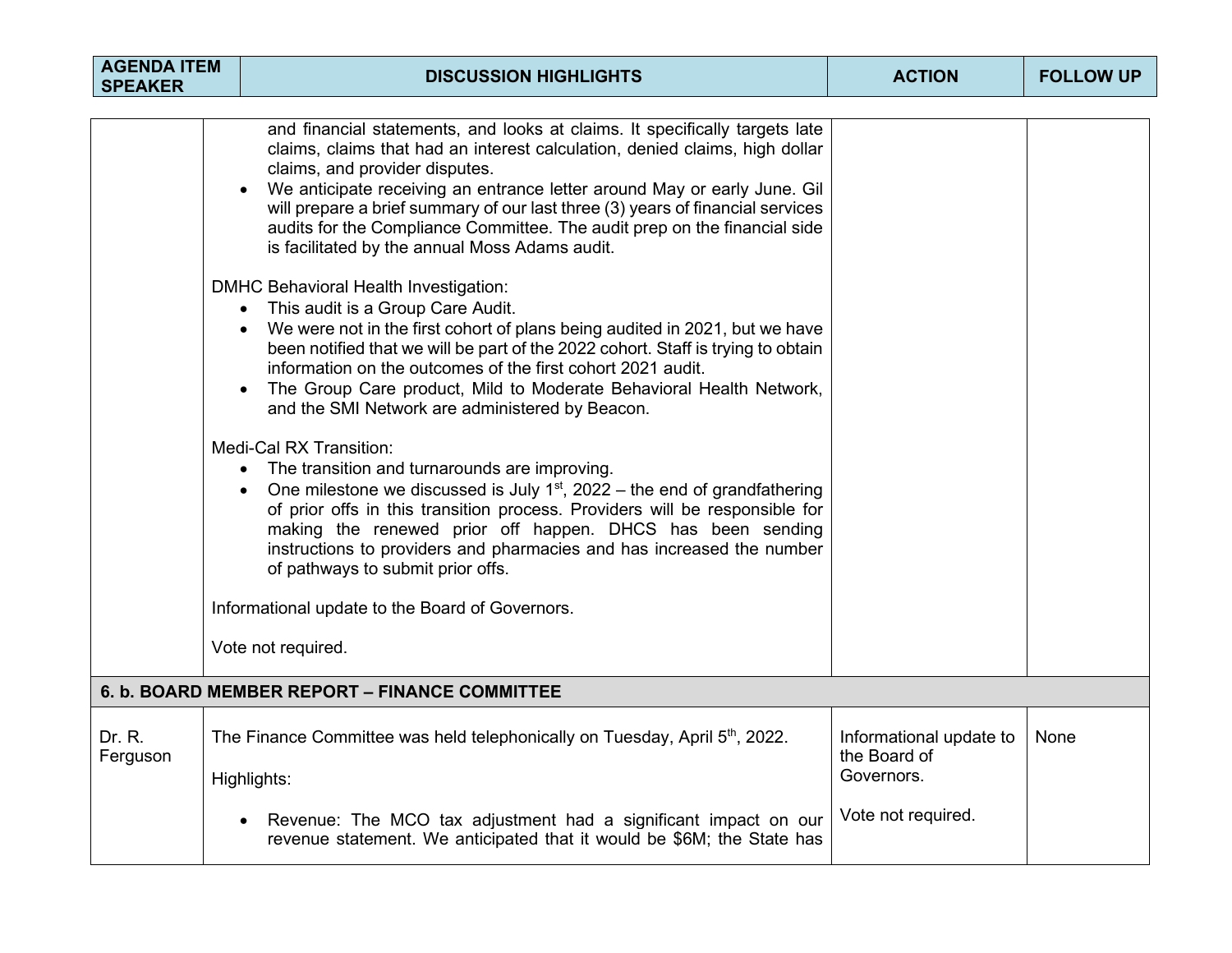| AGENDA ITEM SPEAKER | DISCUSSION HIGHLIGHTS | ACTION | FOLLOW UP |
|---|---|---|---|
| | and financial statements, and looks at claims. It specifically targets late claims, claims that had an interest calculation, denied claims, high dollar claims, and provider disputes.<br>• We anticipate receiving an entrance letter around May or early June. Gil will prepare a brief summary of our last three (3) years of financial services audits for the Compliance Committee. The audit prep on the financial side is facilitated by the annual Moss Adams audit.<br><br>DMHC Behavioral Health Investigation:<br>• This audit is a Group Care Audit.<br>• We were not in the first cohort of plans being audited in 2021, but we have been notified that we will be part of the 2022 cohort. Staff is trying to obtain information on the outcomes of the first cohort 2021 audit.<br>• The Group Care product, Mild to Moderate Behavioral Health Network, and the SMI Network are administered by Beacon.<br><br>Medi-Cal RX Transition:<br>• The transition and turnarounds are improving.<br>• One milestone we discussed is July 1st, 2022 – the end of grandfathering of prior offs in this transition process. Providers will be responsible for making the renewed prior off happen. DHCS has been sending instructions to providers and pharmacies and has increased the number of pathways to submit prior offs.<br><br>Informational update to the Board of Governors.<br><br>Vote not required. | | |
| **6. b. BOARD MEMBER REPORT – FINANCE COMMITTEE** | | | |
| Dr. R. Ferguson | The Finance Committee was held telephonically on Tuesday, April 5th, 2022.<br><br>Highlights:<br><br>• Revenue: The MCO tax adjustment had a significant impact on our revenue statement. We anticipated that it would be $6M; the State has | Informational update to the Board of Governors.<br><br>Vote not required. | None |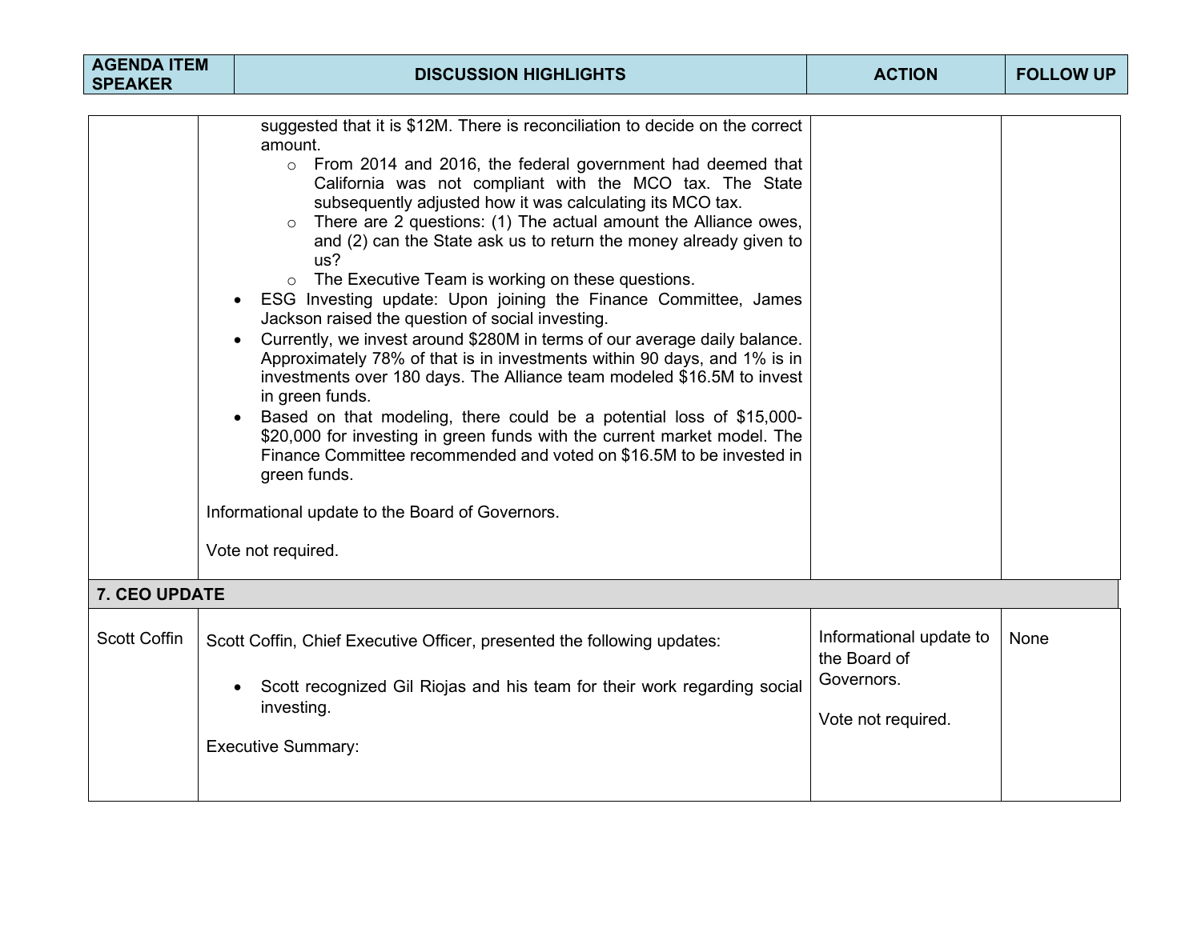| AGENDA ITEM SPEAKER | DISCUSSION HIGHLIGHTS | ACTION | FOLLOW UP |
|---|---|---|---|
| | suggested that it is $12M. There is reconciliation to decide on the correct amount.<br>◦ From 2014 and 2016, the federal government had deemed that California was not compliant with the MCO tax. The State subsequently adjusted how it was calculating its MCO tax.<br>◦ There are 2 questions: (1) The actual amount the Alliance owes, and (2) can the State ask us to return the money already given to us?<br>◦ The Executive Team is working on these questions.<br>• ESG Investing update: Upon joining the Finance Committee, James Jackson raised the question of social investing.<br>• Currently, we invest around $280M in terms of our average daily balance. Approximately 78% of that is in investments within 90 days, and 1% is in investments over 180 days. The Alliance team modeled $16.5M to invest in green funds.<br>• Based on that modeling, there could be a potential loss of $15,000-$20,000 for investing in green funds with the current market model. The Finance Committee recommended and voted on $16.5M to be invested in green funds.<br><br>Informational update to the Board of Governors.<br><br>Vote not required. | | |
| **7. CEO UPDATE** | | | |
| Scott Coffin | Scott Coffin, Chief Executive Officer, presented the following updates:<br><br>• Scott recognized Gil Riojas and his team for their work regarding social investing.<br><br>Executive Summary: | Informational update to the Board of Governors.<br><br>Vote not required. | None |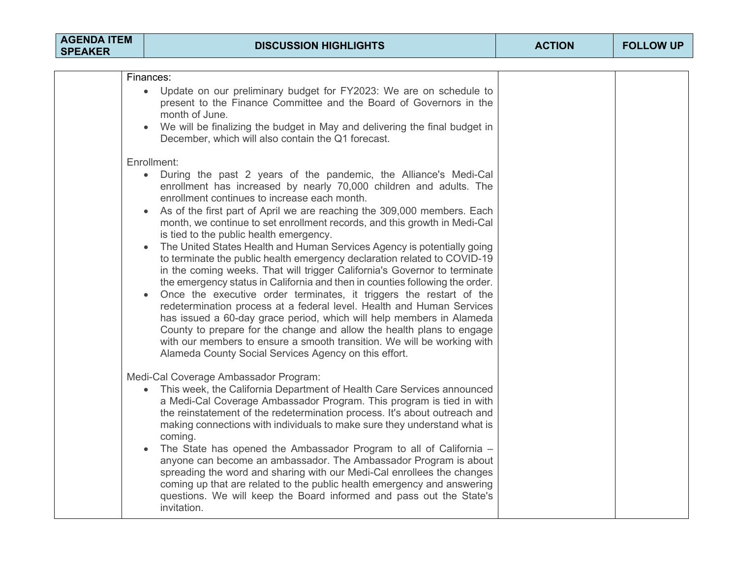| AGENDA ITEM SPEAKER | DISCUSSION HIGHLIGHTS | ACTION | FOLLOW UP |
|---|---|---|---|
| | Finances:<br>• Update on our preliminary budget for FY2023: We are on schedule to present to the Finance Committee and the Board of Governors in the month of June.<br>• We will be finalizing the budget in May and delivering the final budget in December, which will also contain the Q1 forecast.<br><br>Enrollment:<br>• During the past 2 years of the pandemic, the Alliance's Medi-Cal enrollment has increased by nearly 70,000 children and adults. The enrollment continues to increase each month.<br>• As of the first part of April we are reaching the 309,000 members. Each month, we continue to set enrollment records, and this growth in Medi-Cal is tied to the public health emergency.<br>• The United States Health and Human Services Agency is potentially going to terminate the public health emergency declaration related to COVID-19 in the coming weeks. That will trigger California's Governor to terminate the emergency status in California and then in counties following the order.<br>• Once the executive order terminates, it triggers the restart of the redetermination process at a federal level. Health and Human Services has issued a 60-day grace period, which will help members in Alameda County to prepare for the change and allow the health plans to engage with our members to ensure a smooth transition. We will be working with Alameda County Social Services Agency on this effort.<br><br>Medi-Cal Coverage Ambassador Program:<br>• This week, the California Department of Health Care Services announced a Medi-Cal Coverage Ambassador Program. This program is tied in with the reinstatement of the redetermination process. It's about outreach and making connections with individuals to make sure they understand what is coming.<br>• The State has opened the Ambassador Program to all of California – anyone can become an ambassador. The Ambassador Program is about spreading the word and sharing with our Medi-Cal enrollees the changes coming up that are related to the public health emergency and answering questions. We will keep the Board informed and pass out the State's invitation. | | |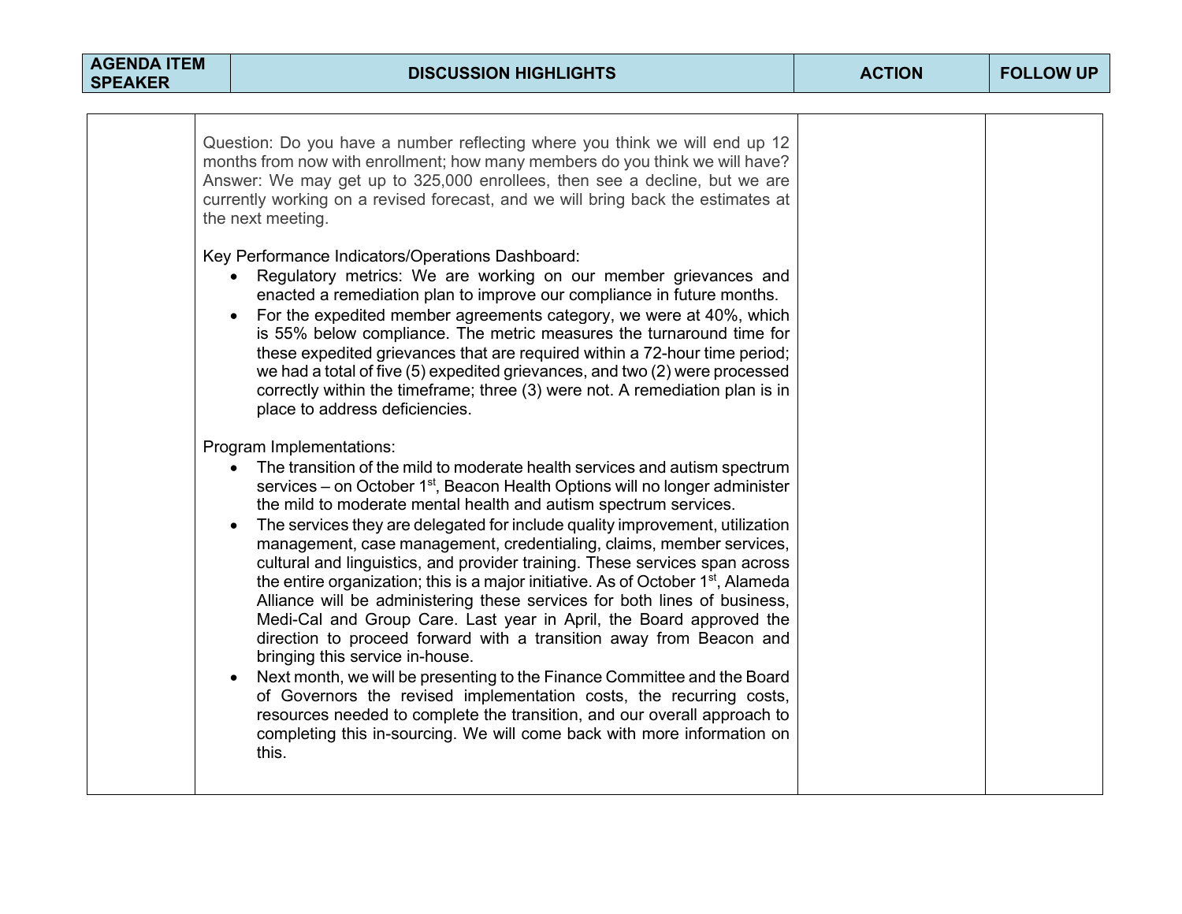| AGENDA ITEM SPEAKER | DISCUSSION HIGHLIGHTS | ACTION | FOLLOW UP |
| --- | --- | --- | --- |
| | Question: Do you have a number reflecting where you think we will end up 12 months from now with enrollment; how many members do you think we will have? Answer: We may get up to 325,000 enrollees, then see a decline, but we are currently working on a revised forecast, and we will bring back the estimates at the next meeting.<br><br>Key Performance Indicators/Operations Dashboard:<br>• Regulatory metrics: We are working on our member grievances and enacted a remediation plan to improve our compliance in future months.<br>• For the expedited member agreements category, we were at 40%, which is 55% below compliance. The metric measures the turnaround time for these expedited grievances that are required within a 72-hour time period; we had a total of five (5) expedited grievances, and two (2) were processed correctly within the timeframe; three (3) were not. A remediation plan is in place to address deficiencies.<br><br>Program Implementations:<br>• The transition of the mild to moderate health services and autism spectrum services – on October 1st, Beacon Health Options will no longer administer the mild to moderate mental health and autism spectrum services.<br>• The services they are delegated for include quality improvement, utilization management, case management, credentialing, claims, member services, cultural and linguistics, and provider training. These services span across the entire organization; this is a major initiative. As of October 1st, Alameda Alliance will be administering these services for both lines of business, Medi-Cal and Group Care. Last year in April, the Board approved the direction to proceed forward with a transition away from Beacon and bringing this service in-house.<br>• Next month, we will be presenting to the Finance Committee and the Board of Governors the revised implementation costs, the recurring costs, resources needed to complete the transition, and our overall approach to completing this in-sourcing. We will come back with more information on this. | | |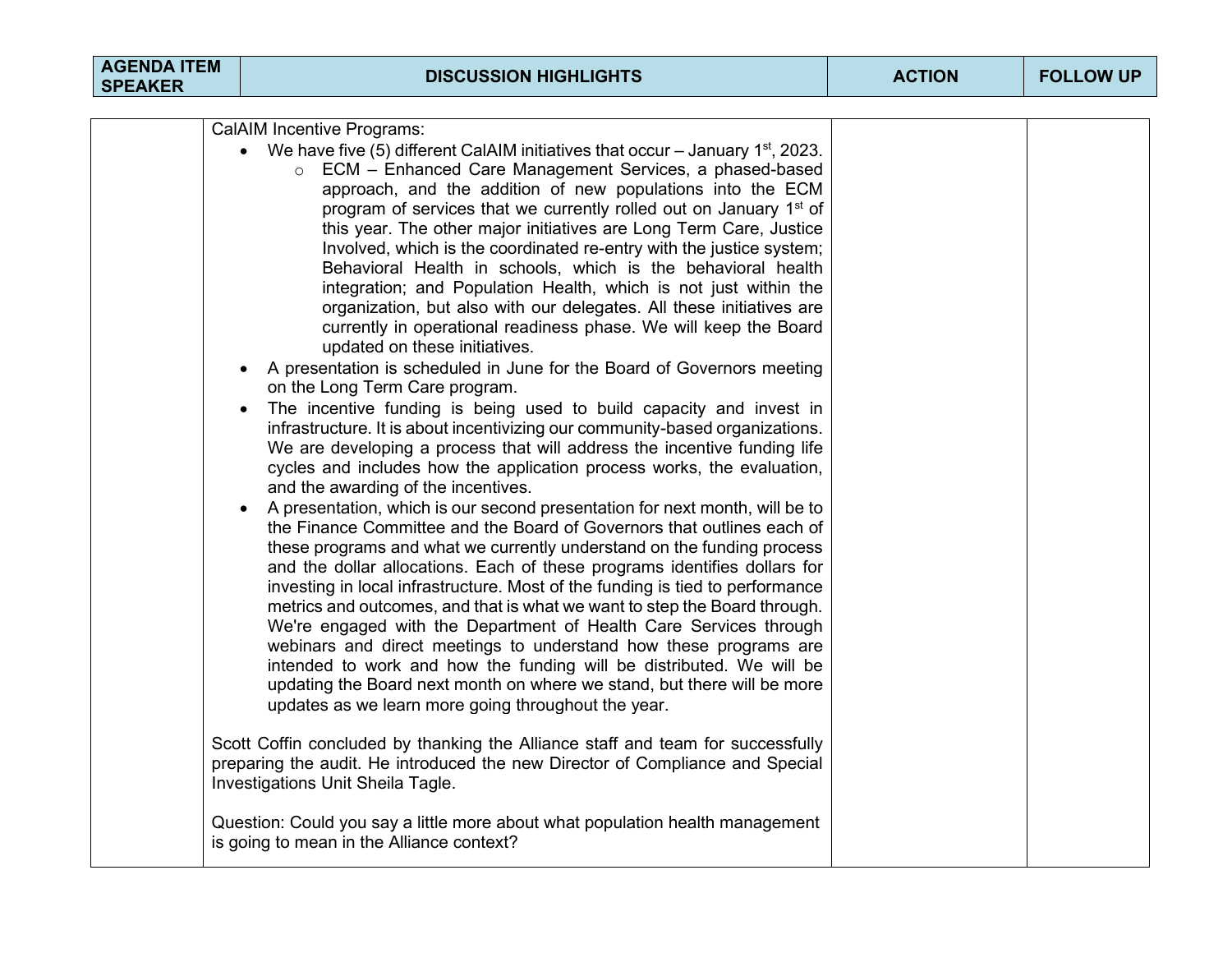| AGENDA ITEM SPEAKER | DISCUSSION HIGHLIGHTS | ACTION | FOLLOW UP |
|---|---|---|---|
| | CalAIM Incentive Programs:<br>• We have five (5) different CalAIM initiatives that occur – January 1st, 2023.<br>&nbsp;&nbsp;&nbsp;&nbsp;○ ECM – Enhanced Care Management Services, a phased-based approach, and the addition of new populations into the ECM program of services that we currently rolled out on January 1st of this year. The other major initiatives are Long Term Care, Justice Involved, which is the coordinated re-entry with the justice system; Behavioral Health in schools, which is the behavioral health integration; and Population Health, which is not just within the organization, but also with our delegates. All these initiatives are currently in operational readiness phase. We will keep the Board updated on these initiatives.<br>• A presentation is scheduled in June for the Board of Governors meeting on the Long Term Care program.<br>• The incentive funding is being used to build capacity and invest in infrastructure. It is about incentivizing our community-based organizations. We are developing a process that will address the incentive funding life cycles and includes how the application process works, the evaluation, and the awarding of the incentives.<br>• A presentation, which is our second presentation for next month, will be to the Finance Committee and the Board of Governors that outlines each of these programs and what we currently understand on the funding process and the dollar allocations. Each of these programs identifies dollars for investing in local infrastructure. Most of the funding is tied to performance metrics and outcomes, and that is what we want to step the Board through. We're engaged with the Department of Health Care Services through webinars and direct meetings to understand how these programs are intended to work and how the funding will be distributed. We will be updating the Board next month on where we stand, but there will be more updates as we learn more going throughout the year.<br><br>Scott Coffin concluded by thanking the Alliance staff and team for successfully preparing the audit. He introduced the new Director of Compliance and Special Investigations Unit Sheila Tagle.<br><br>Question: Could you say a little more about what population health management is going to mean in the Alliance context? | | |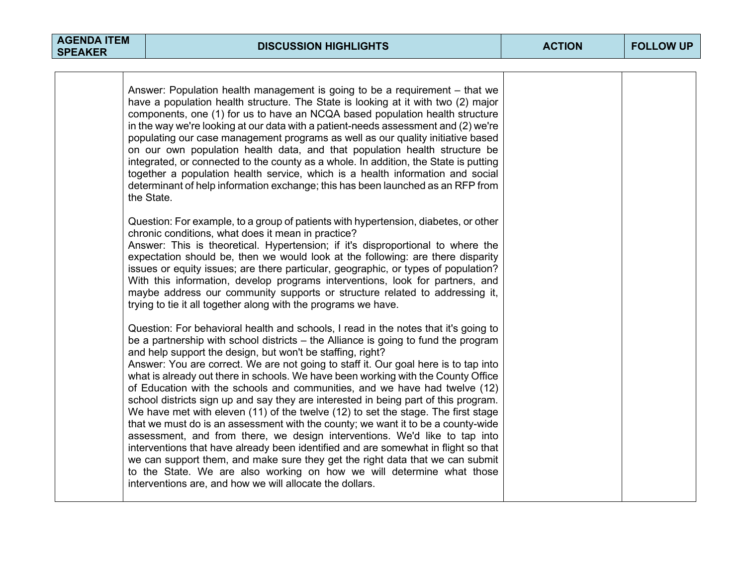| AGENDA ITEM SPEAKER | DISCUSSION HIGHLIGHTS | ACTION | FOLLOW UP |
|---|---|---|---|
| | Answer: Population health management is going to be a requirement – that we have a population health structure. The State is looking at it with two (2) major components, one (1) for us to have an NCQA based population health structure in the way we're looking at our data with a patient-needs assessment and (2) we're populating our case management programs as well as our quality initiative based on our own population health data, and that population health structure be integrated, or connected to the county as a whole. In addition, the State is putting together a population health service, which is a health information and social determinant of help information exchange; this has been launched as an RFP from the State.<br><br>Question: For example, to a group of patients with hypertension, diabetes, or other chronic conditions, what does it mean in practice?<br>Answer: This is theoretical. Hypertension; if it's disproportional to where the expectation should be, then we would look at the following: are there disparity issues or equity issues; are there particular, geographic, or types of population? With this information, develop programs interventions, look for partners, and maybe address our community supports or structure related to addressing it, trying to tie it all together along with the programs we have.<br><br>Question: For behavioral health and schools, I read in the notes that it's going to be a partnership with school districts – the Alliance is going to fund the program and help support the design, but won't be staffing, right?<br>Answer: You are correct. We are not going to staff it. Our goal here is to tap into what is already out there in schools. We have been working with the County Office of Education with the schools and communities, and we have had twelve (12) school districts sign up and say they are interested in being part of this program. We have met with eleven (11) of the twelve (12) to set the stage. The first stage that we must do is an assessment with the county; we want it to be a county-wide assessment, and from there, we design interventions. We'd like to tap into interventions that have already been identified and are somewhat in flight so that we can support them, and make sure they get the right data that we can submit to the State. We are also working on how we will determine what those interventions are, and how we will allocate the dollars. | | |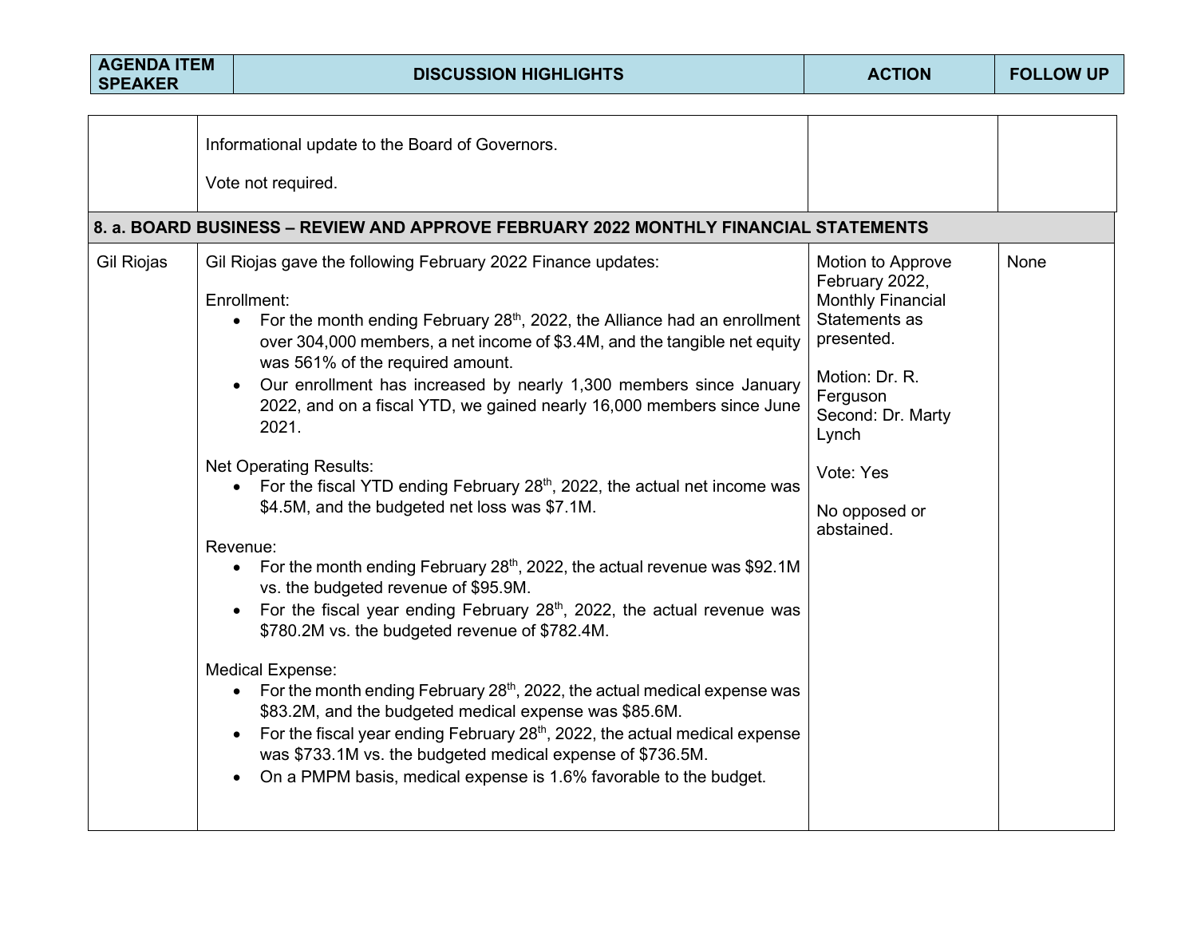| AGENDA ITEM SPEAKER | DISCUSSION HIGHLIGHTS | ACTION | FOLLOW UP |
|---|---|---|---|
| | Informational update to the Board of Governors.<br><br>Vote not required. | | |
| **8. a. BOARD BUSINESS – REVIEW AND APPROVE FEBRUARY 2022 MONTHLY FINANCIAL STATEMENTS** | | | |
| Gil Riojas | Gil Riojas gave the following February 2022 Finance updates:<br><br>Enrollment:<br>• For the month ending February 28th, 2022, the Alliance had an enrollment over 304,000 members, a net income of $3.4M, and the tangible net equity was 561% of the required amount.<br>• Our enrollment has increased by nearly 1,300 members since January 2022, and on a fiscal YTD, we gained nearly 16,000 members since June 2021.<br><br>Net Operating Results:<br>• For the fiscal YTD ending February 28th, 2022, the actual net income was $4.5M, and the budgeted net loss was $7.1M.<br><br>Revenue:<br>• For the month ending February 28th, 2022, the actual revenue was $92.1M vs. the budgeted revenue of $95.9M.<br>• For the fiscal year ending February 28th, 2022, the actual revenue was $780.2M vs. the budgeted revenue of $782.4M.<br><br>Medical Expense:<br>• For the month ending February 28th, 2022, the actual medical expense was $83.2M, and the budgeted medical expense was $85.6M.<br>• For the fiscal year ending February 28th, 2022, the actual medical expense was $733.1M vs. the budgeted medical expense of $736.5M.<br>• On a PMPM basis, medical expense is 1.6% favorable to the budget. | Motion to Approve February 2022, Monthly Financial Statements as presented.<br><br>Motion: Dr. R. Ferguson<br>Second: Dr. Marty Lynch<br><br>Vote: Yes<br><br>No opposed or abstained. | None |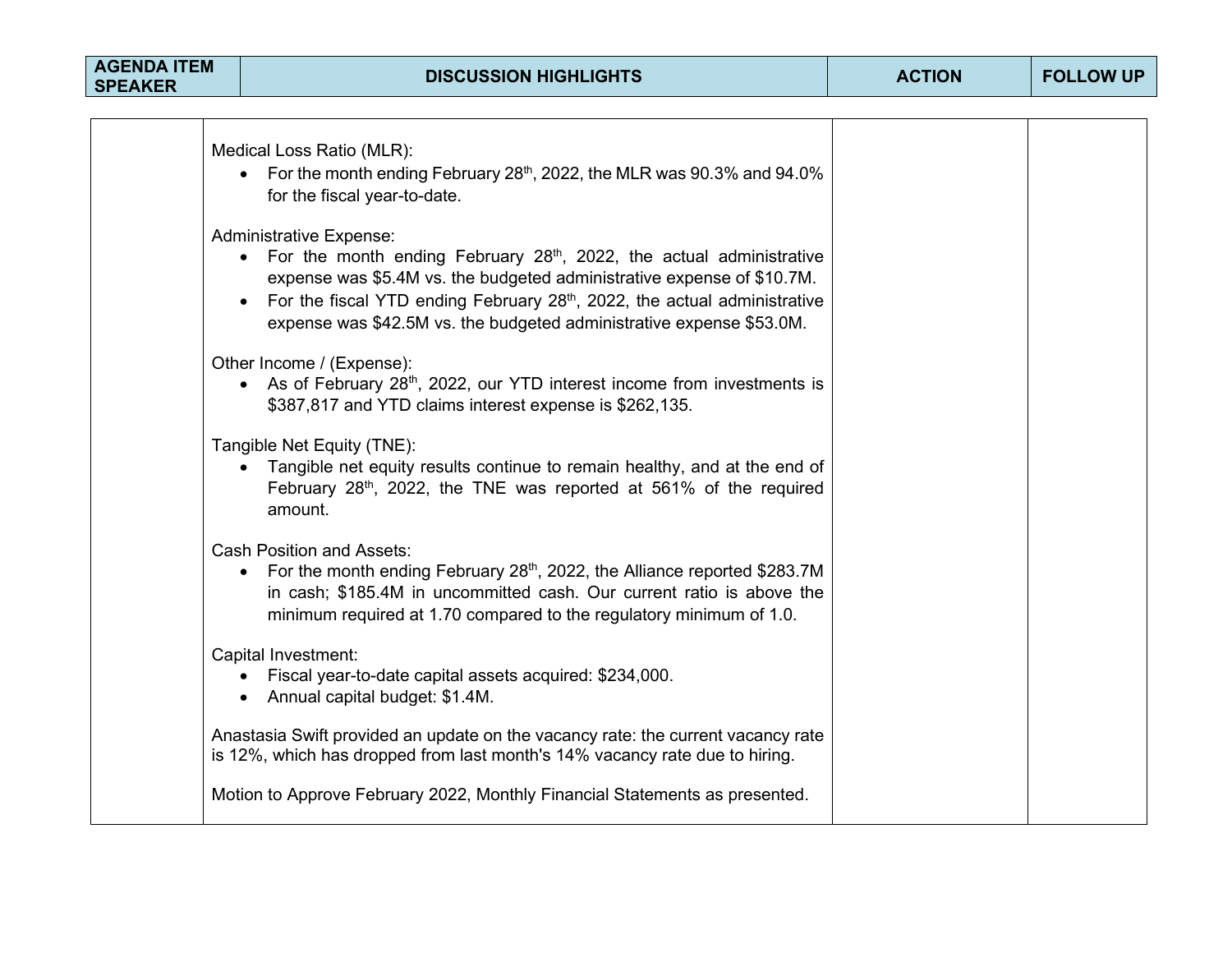| AGENDA ITEM SPEAKER | DISCUSSION HIGHLIGHTS | ACTION | FOLLOW UP |
|---|---|---|---|
| | Medical Loss Ratio (MLR):<br>• For the month ending February 28th, 2022, the MLR was 90.3% and 94.0% for the fiscal year-to-date.<br><br>Administrative Expense:<br>• For the month ending February 28th, 2022, the actual administrative expense was \$5.4M vs. the budgeted administrative expense of \$10.7M.<br>• For the fiscal YTD ending February 28th, 2022, the actual administrative expense was \$42.5M vs. the budgeted administrative expense \$53.0M.<br><br>Other Income / (Expense):<br>• As of February 28th, 2022, our YTD interest income from investments is \$387,817 and YTD claims interest expense is \$262,135.<br><br>Tangible Net Equity (TNE):<br>• Tangible net equity results continue to remain healthy, and at the end of February 28th, 2022, the TNE was reported at 561% of the required amount.<br><br>Cash Position and Assets:<br>• For the month ending February 28th, 2022, the Alliance reported \$283.7M in cash; \$185.4M in uncommitted cash. Our current ratio is above the minimum required at 1.70 compared to the regulatory minimum of 1.0.<br><br>Capital Investment:<br>• Fiscal year-to-date capital assets acquired: \$234,000.<br>• Annual capital budget: \$1.4M.<br><br>Anastasia Swift provided an update on the vacancy rate: the current vacancy rate is 12%, which has dropped from last month's 14% vacancy rate due to hiring.<br><br>Motion to Approve February 2022, Monthly Financial Statements as presented. | | |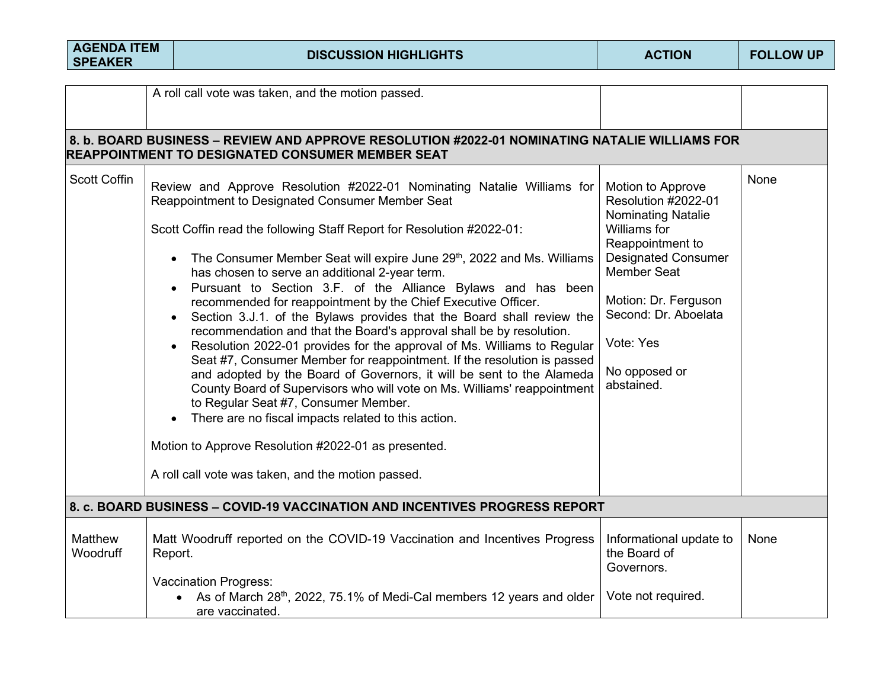| AGENDA ITEM SPEAKER | DISCUSSION HIGHLIGHTS | ACTION | FOLLOW UP |
|---|---|---|---|
| | A roll call vote was taken, and the motion passed. | | |
| **8. b. BOARD BUSINESS – REVIEW AND APPROVE RESOLUTION #2022-01 NOMINATING NATALIE WILLIAMS FOR REAPPOINTMENT TO DESIGNATED CONSUMER MEMBER SEAT** | | | |
| Scott Coffin | Review and Approve Resolution #2022-01 Nominating Natalie Williams for Reappointment to Designated Consumer Member Seat<br><br>Scott Coffin read the following Staff Report for Resolution #2022-01:<br><br>• The Consumer Member Seat will expire June 29th, 2022 and Ms. Williams has chosen to serve an additional 2-year term.<br>• Pursuant to Section 3.F. of the Alliance Bylaws and has been recommended for reappointment by the Chief Executive Officer.<br>• Section 3.J.1. of the Bylaws provides that the Board shall review the recommendation and that the Board's approval shall be by resolution.<br>• Resolution 2022-01 provides for the approval of Ms. Williams to Regular Seat #7, Consumer Member for reappointment. If the resolution is passed and adopted by the Board of Governors, it will be sent to the Alameda County Board of Supervisors who will vote on Ms. Williams' reappointment to Regular Seat #7, Consumer Member.<br>• There are no fiscal impacts related to this action.<br><br>Motion to Approve Resolution #2022-01 as presented.<br><br>A roll call vote was taken, and the motion passed. | Motion to Approve Resolution #2022-01 Nominating Natalie Williams for Reappointment to Designated Consumer Member Seat<br><br>Motion: Dr. Ferguson<br>Second: Dr. Aboelata<br><br>Vote: Yes<br><br>No opposed or abstained. | None |
| **8. c. BOARD BUSINESS – COVID-19 VACCINATION AND INCENTIVES PROGRESS REPORT** | | | |
| Matthew Woodruff | Matt Woodruff reported on the COVID-19 Vaccination and Incentives Progress Report.<br><br>Vaccination Progress:<br>• As of March 28th, 2022, 75.1% of Medi-Cal members 12 years and older are vaccinated. | Informational update to the Board of Governors.<br><br>Vote not required. | None |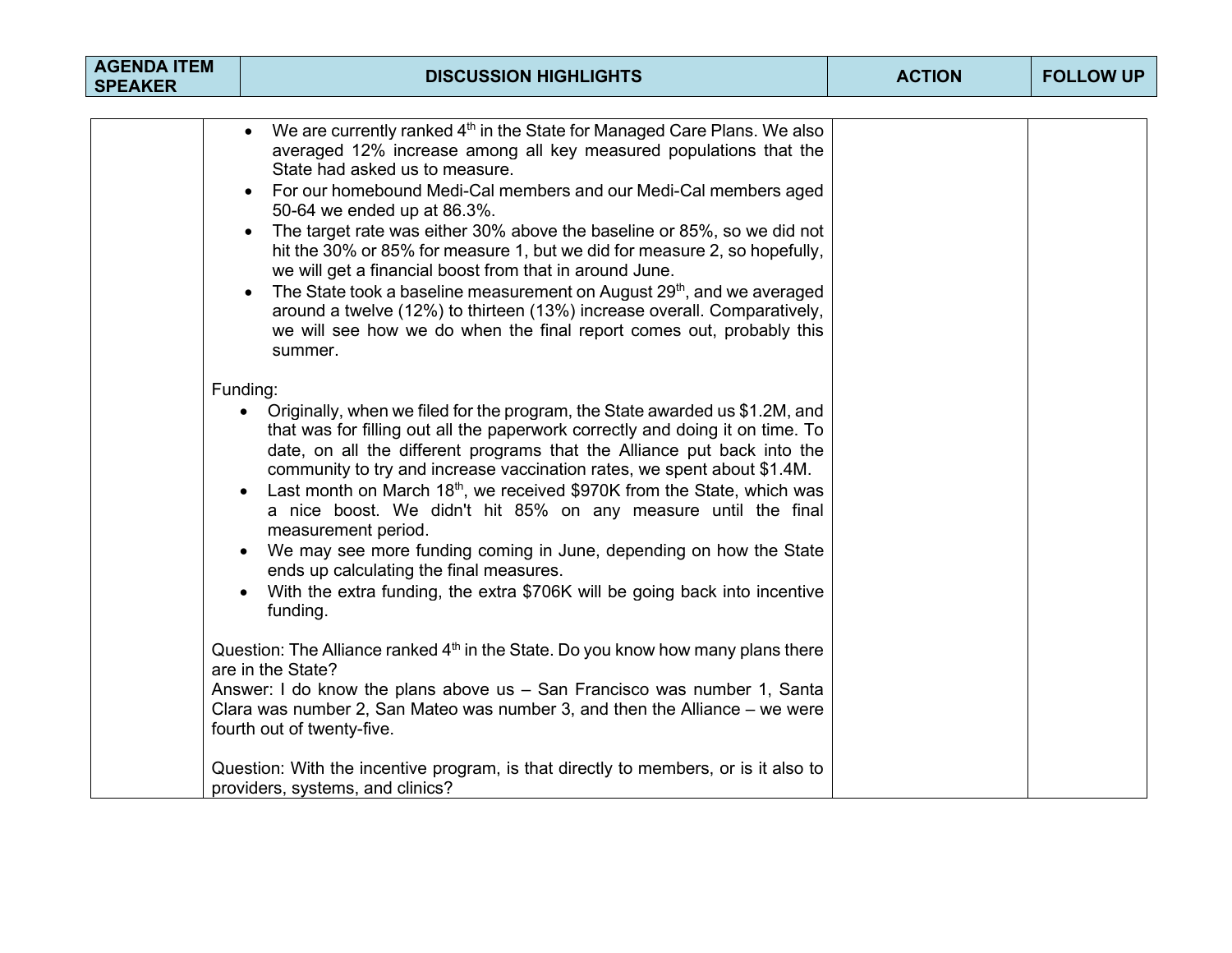| AGENDA ITEM SPEAKER | DISCUSSION HIGHLIGHTS | ACTION | FOLLOW UP |
|---|---|---|---|
| | • We are currently ranked 4th in the State for Managed Care Plans. We also averaged 12% increase among all key measured populations that the State had asked us to measure.<br>• For our homebound Medi-Cal members and our Medi-Cal members aged 50-64 we ended up at 86.3%.<br>• The target rate was either 30% above the baseline or 85%, so we did not hit the 30% or 85% for measure 1, but we did for measure 2, so hopefully, we will get a financial boost from that in around June.<br>• The State took a baseline measurement on August 29th, and we averaged around a twelve (12%) to thirteen (13%) increase overall. Comparatively, we will see how we do when the final report comes out, probably this summer.<br><br>Funding:<br>• Originally, when we filed for the program, the State awarded us $1.2M, and that was for filling out all the paperwork correctly and doing it on time. To date, on all the different programs that the Alliance put back into the community to try and increase vaccination rates, we spent about $1.4M.<br>• Last month on March 18th, we received $970K from the State, which was a nice boost. We didn't hit 85% on any measure until the final measurement period.<br>• We may see more funding coming in June, depending on how the State ends up calculating the final measures.<br>• With the extra funding, the extra $706K will be going back into incentive funding.<br><br>Question: The Alliance ranked 4th in the State. Do you know how many plans there are in the State?<br>Answer: I do know the plans above us – San Francisco was number 1, Santa Clara was number 2, San Mateo was number 3, and then the Alliance – we were fourth out of twenty-five.<br><br>Question: With the incentive program, is that directly to members, or is it also to providers, systems, and clinics? | | |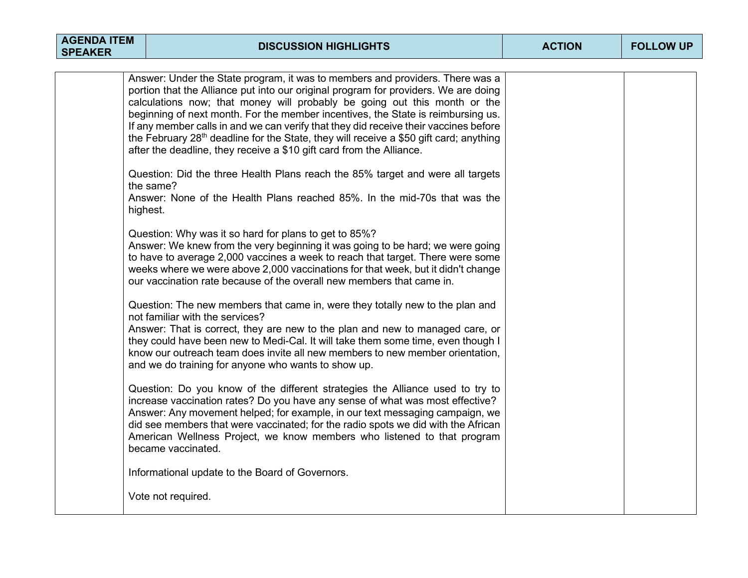| AGENDA ITEM SPEAKER | DISCUSSION HIGHLIGHTS | ACTION | FOLLOW UP |
| --- | --- | --- | --- |
| | Answer: Under the State program, it was to members and providers. There was a portion that the Alliance put into our original program for providers. We are doing calculations now; that money will probably be going out this month or the beginning of next month. For the member incentives, the State is reimbursing us. If any member calls in and we can verify that they did receive their vaccines before the February 28th deadline for the State, they will receive a $50 gift card; anything after the deadline, they receive a $10 gift card from the Alliance.<br><br>Question: Did the three Health Plans reach the 85% target and were all targets the same?<br>Answer: None of the Health Plans reached 85%. In the mid-70s that was the highest.<br><br>Question: Why was it so hard for plans to get to 85%?<br>Answer: We knew from the very beginning it was going to be hard; we were going to have to average 2,000 vaccines a week to reach that target. There were some weeks where we were above 2,000 vaccinations for that week, but it didn't change our vaccination rate because of the overall new members that came in.<br><br>Question: The new members that came in, were they totally new to the plan and not familiar with the services?<br>Answer: That is correct, they are new to the plan and new to managed care, or they could have been new to Medi-Cal. It will take them some time, even though I know our outreach team does invite all new members to new member orientation, and we do training for anyone who wants to show up.<br><br>Question: Do you know of the different strategies the Alliance used to try to increase vaccination rates? Do you have any sense of what was most effective?<br>Answer: Any movement helped; for example, in our text messaging campaign, we did see members that were vaccinated; for the radio spots we did with the African American Wellness Project, we know members who listened to that program became vaccinated.<br><br>Informational update to the Board of Governors.<br><br>Vote not required. | | |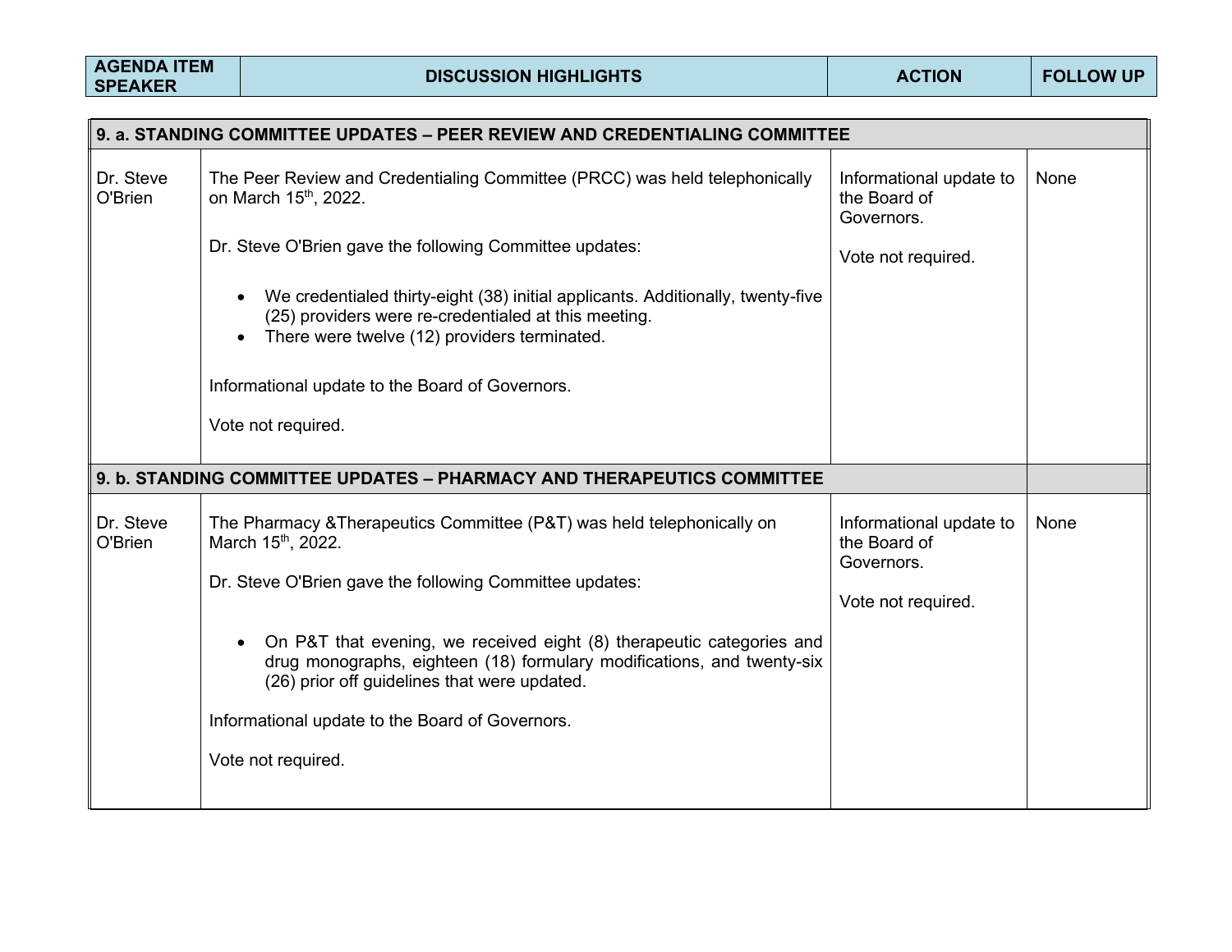| AGENDA ITEM SPEAKER | DISCUSSION HIGHLIGHTS | ACTION | FOLLOW UP |
|---|---|---|---|
| **9. a. STANDING COMMITTEE UPDATES – PEER REVIEW AND CREDENTIALING COMMITTEE** | | | |
| Dr. Steve O'Brien | The Peer Review and Credentialing Committee (PRCC) was held telephonically on March 15th, 2022.<br><br>Dr. Steve O'Brien gave the following Committee updates:<br><br>• We credentialed thirty-eight (38) initial applicants. Additionally, twenty-five (25) providers were re-credentialed at this meeting.<br>• There were twelve (12) providers terminated.<br><br>Informational update to the Board of Governors.<br><br>Vote not required. | Informational update to the Board of Governors.<br><br>Vote not required. | None |
| **9. b. STANDING COMMITTEE UPDATES – PHARMACY AND THERAPEUTICS COMMITTEE** | | | |
| Dr. Steve O'Brien | The Pharmacy &Therapeutics Committee (P&T) was held telephonically on March 15th, 2022.<br><br>Dr. Steve O'Brien gave the following Committee updates:<br><br>• On P&T that evening, we received eight (8) therapeutic categories and drug monographs, eighteen (18) formulary modifications, and twenty-six (26) prior off guidelines that were updated.<br><br>Informational update to the Board of Governors.<br><br>Vote not required. | Informational update to the Board of Governors.<br><br>Vote not required. | None |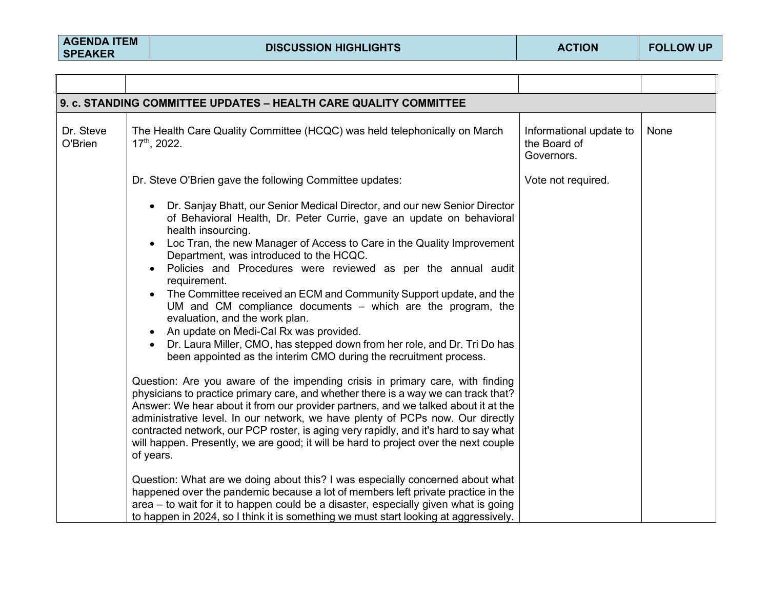| AGENDA ITEM SPEAKER | DISCUSSION HIGHLIGHTS | ACTION | FOLLOW UP |
| --- | --- | --- | --- |
| | | | |
| **9. c. STANDING COMMITTEE UPDATES – HEALTH CARE QUALITY COMMITTEE** | | | |
| Dr. Steve O'Brien | The Health Care Quality Committee (HCQC) was held telephonically on March 17th, 2022.<br><br>Dr. Steve O'Brien gave the following Committee updates:<br><br>• Dr. Sanjay Bhatt, our Senior Medical Director, and our new Senior Director of Behavioral Health, Dr. Peter Currie, gave an update on behavioral health insourcing.<br>• Loc Tran, the new Manager of Access to Care in the Quality Improvement Department, was introduced to the HCQC.<br>• Policies and Procedures were reviewed as per the annual audit requirement.<br>• The Committee received an ECM and Community Support update, and the UM and CM compliance documents – which are the program, the evaluation, and the work plan.<br>• An update on Medi-Cal Rx was provided.<br>• Dr. Laura Miller, CMO, has stepped down from her role, and Dr. Tri Do has been appointed as the interim CMO during the recruitment process.<br><br>Question: Are you aware of the impending crisis in primary care, with finding physicians to practice primary care, and whether there is a way we can track that?<br>Answer: We hear about it from our provider partners, and we talked about it at the administrative level. In our network, we have plenty of PCPs now. Our directly contracted network, our PCP roster, is aging very rapidly, and it's hard to say what will happen. Presently, we are good; it will be hard to project over the next couple of years.<br><br>Question: What are we doing about this? I was especially concerned about what happened over the pandemic because a lot of members left private practice in the area – to wait for it to happen could be a disaster, especially given what is going to happen in 2024, so I think it is something we must start looking at aggressively. | Informational update to the Board of Governors.<br><br>Vote not required. | None |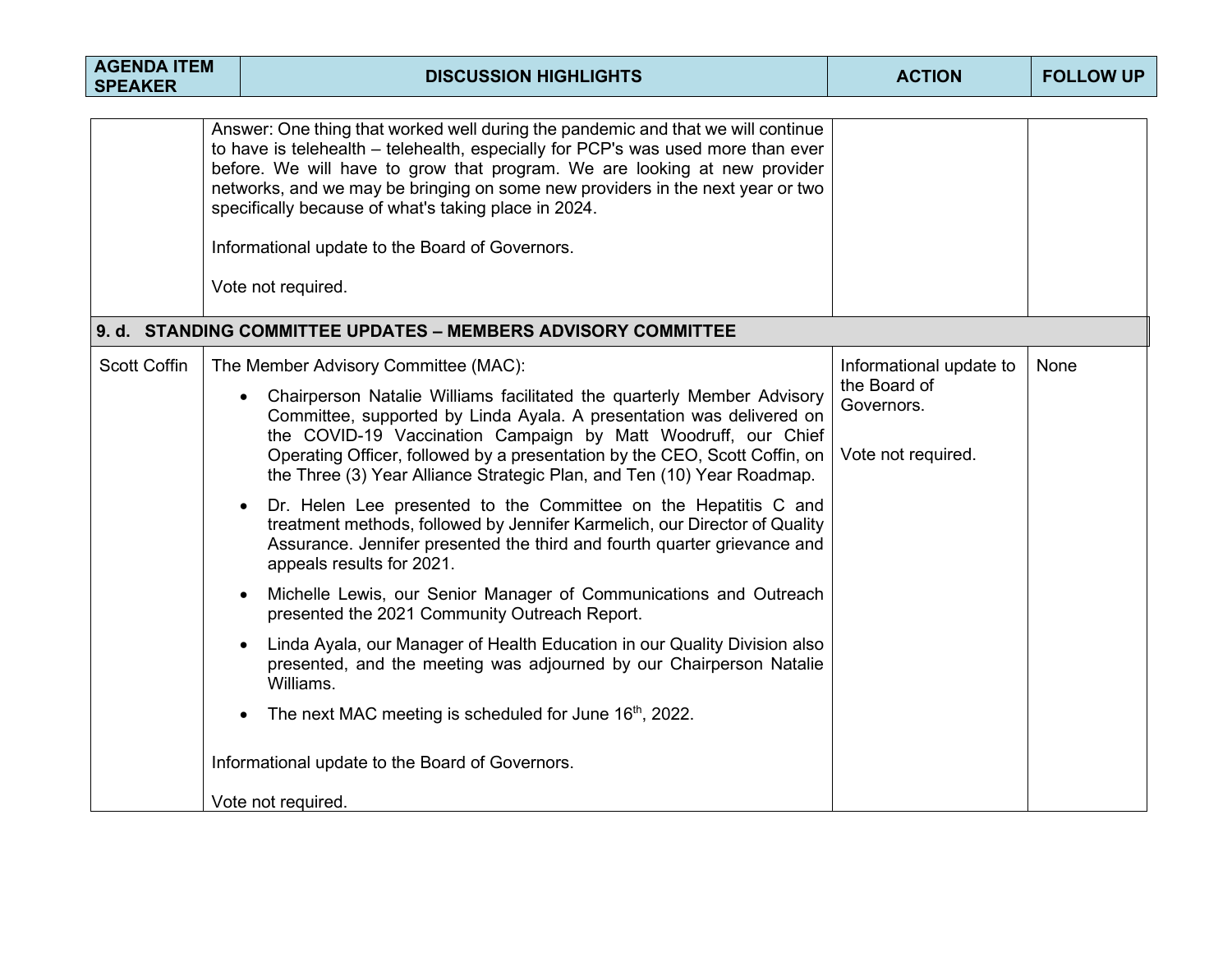| AGENDA ITEM SPEAKER | DISCUSSION HIGHLIGHTS | ACTION | FOLLOW UP |
|---|---|---|---|
| | Answer: One thing that worked well during the pandemic and that we will continue to have is telehealth – telehealth, especially for PCP's was used more than ever before. We will have to grow that program. We are looking at new provider networks, and we may be bringing on some new providers in the next year or two specifically because of what's taking place in 2024.<br><br>Informational update to the Board of Governors.<br><br>Vote not required. | | |
| **9. d. STANDING COMMITTEE UPDATES – MEMBERS ADVISORY COMMITTEE** | | | |
| Scott Coffin | The Member Advisory Committee (MAC):<br>• Chairperson Natalie Williams facilitated the quarterly Member Advisory Committee, supported by Linda Ayala. A presentation was delivered on the COVID-19 Vaccination Campaign by Matt Woodruff, our Chief Operating Officer, followed by a presentation by the CEO, Scott Coffin, on the Three (3) Year Alliance Strategic Plan, and Ten (10) Year Roadmap.<br>• Dr. Helen Lee presented to the Committee on the Hepatitis C and treatment methods, followed by Jennifer Karmelich, our Director of Quality Assurance. Jennifer presented the third and fourth quarter grievance and appeals results for 2021.<br>• Michelle Lewis, our Senior Manager of Communications and Outreach presented the 2021 Community Outreach Report.<br>• Linda Ayala, our Manager of Health Education in our Quality Division also presented, and the meeting was adjourned by our Chairperson Natalie Williams.<br>• The next MAC meeting is scheduled for June 16th, 2022.<br><br>Informational update to the Board of Governors.<br><br>Vote not required. | Informational update to the Board of Governors.<br><br>Vote not required. | None |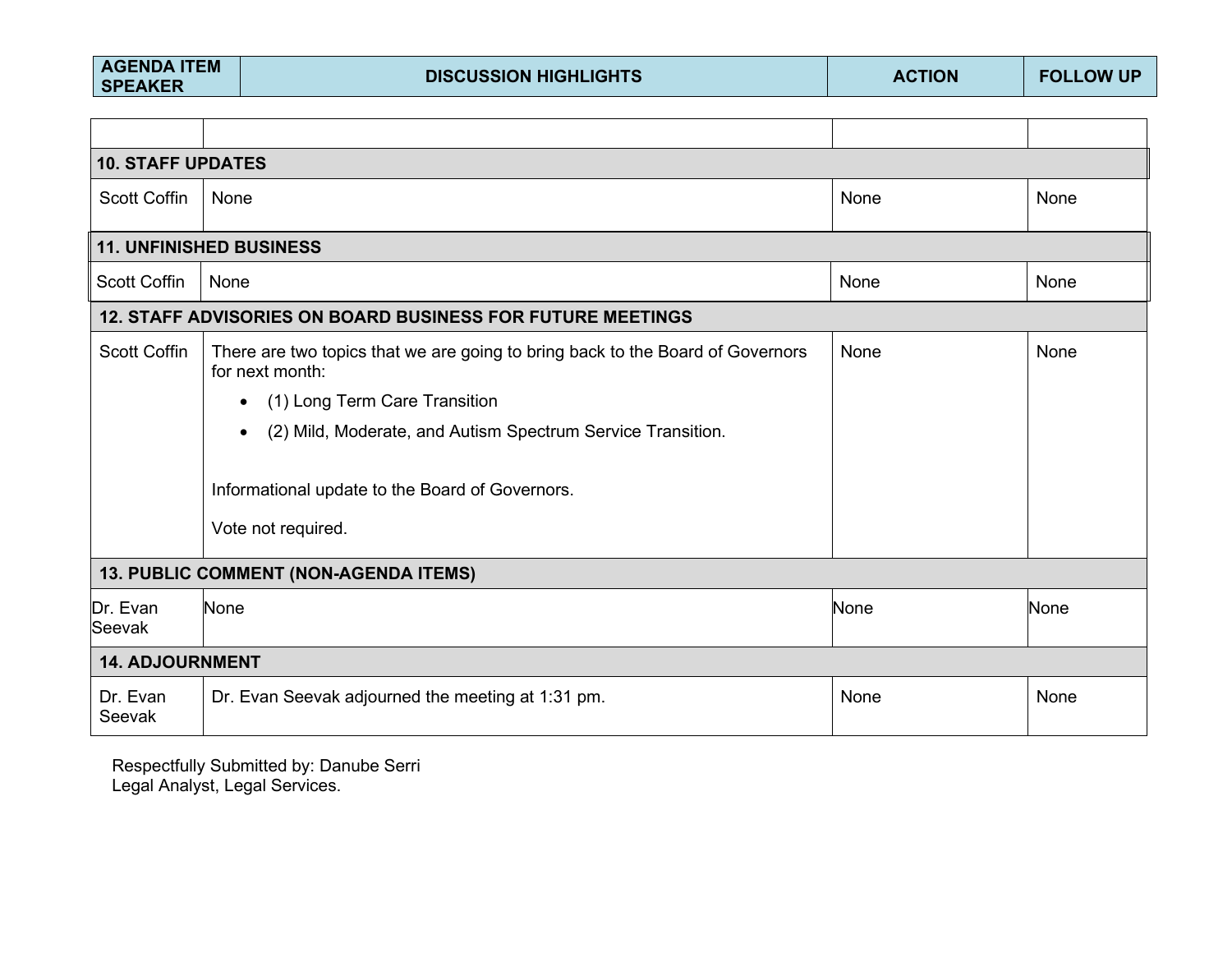| AGENDA ITEM SPEAKER | DISCUSSION HIGHLIGHTS | ACTION | FOLLOW UP |
|---|---|---|---|
| | | | |
| **10. STAFF UPDATES** | | | |
| Scott Coffin | None | None | None |
| **11. UNFINISHED BUSINESS** | | | |
| Scott Coffin | None | None | None |
| **12. STAFF ADVISORIES ON BOARD BUSINESS FOR FUTURE MEETINGS** | | | |
| Scott Coffin | There are two topics that we are going to bring back to the Board of Governors for next month: <br>• (1) Long Term Care Transition <br>• (2) Mild, Moderate, and Autism Spectrum Service Transition. <br><br>Informational update to the Board of Governors. <br><br>Vote not required. | None | None |
| **13. PUBLIC COMMENT (NON-AGENDA ITEMS)** | | | |
| Dr. Evan Seevak | None | None | None |
| **14. ADJOURNMENT** | | | |
| Dr. Evan Seevak | Dr. Evan Seevak adjourned the meeting at 1:31 pm. | None | None |

Respectfully Submitted by: Danube Serri
Legal Analyst, Legal Services.